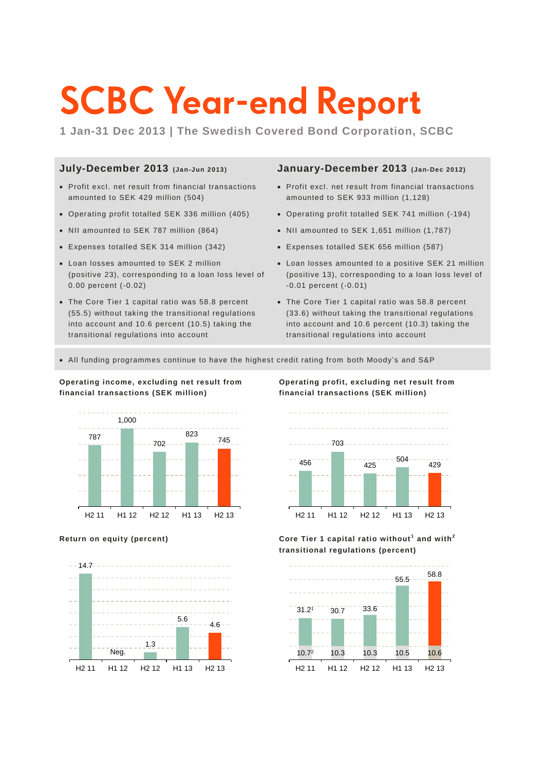# SCBC Year-end Report

**1 Jan-31 Dec 2013 | The Swedish Covered Bond Corporation, SCBC**

## July-December 2013 (Jan-Jun 2013)

- Profit excl. net result from financial transactions amounted to SEK 429 million (504)
- Operating profit totalled SEK 336 million (405)
- NII amounted to SEK 787 million (864)
- Expenses totalled SEK 314 million (342)
- Loan losses amounted to SEK 2 million (positive 23), corresponding to a loan loss level of 0.00 percent (-0.02)
- The Core Tier 1 capital ratio was 58.8 percent (55.5) without taking the transitional regulations into account and 10.6 percent (10.5) taking the transitional regulations into account

## January-December 2013 (Jan-Dec 2012)

- Profit excl. net result from financial transactions amounted to SEK 933 million (1,128)
- Operating profit totalled SEK 741 million (-194)
- NII amounted to SEK 1,651 million (1,787)
- Expenses totalled SEK 656 million (587)
- Loan losses amounted to a positive SEK 21 million (positive 13), corresponding to a loan loss level of -0.01 percent (-0.01)
- The Core Tier 1 capital ratio was 58.8 percent (33.6) without taking the transitional regulations into account and 10.6 percent (10.3) taking the transitional regulations into account

- All funding programmes continue to have the highest credit rating from both Moody's and S&P

**Operating income, excluding net result from financial transactions (SEK million)**

| H2 11 | H1 12 | H2 12 | H1 13 | H2 13 |
|---|---|---|---|---|
| 787 | 1,000 | 702 | 823 | 745 |

**Operating profit, excluding net result from financial transactions (SEK million)**

| H2 11 | H1 12 | H2 12 | H1 13 | H2 13 |
|---|---|---|---|---|
| 456 | 703 | 425 | 504 | 429 |

**Return on equity (percent)**

| H2 11 | H1 12 | H2 12 | H1 13 | H2 13 |
|---|---|---|---|---|
| 14.7 | Neg. | 1.3 | 5.6 | 4.6 |

**Core Tier 1 capital ratio without[1] and with[2] transitional regulations (percent)**

| | H2 11 | H1 12 | H2 12 | H1 13 | H2 13 |
|---|---|---|---|---|---|
| Without[1] | 31.2 | 30.7 | 33.6 | 55.5 | 58.8 |
| With[2] | 10.7 | 10.3 | 10.3 | 10.5 | 10.6 |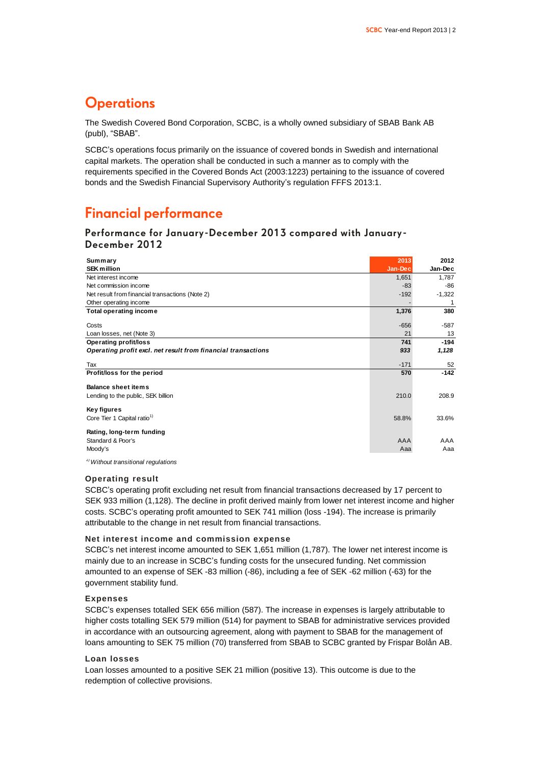# Operations

The Swedish Covered Bond Corporation, SCBC, is a wholly owned subsidiary of SBAB Bank AB (publ), "SBAB".

SCBC's operations focus primarily on the issuance of covered bonds in Swedish and international capital markets. The operation shall be conducted in such a manner as to comply with the requirements specified in the Covered Bonds Act (2003:1223) pertaining to the issuance of covered bonds and the Swedish Financial Supervisory Authority's regulation FFFS 2013:1.

# Financial performance

## Performance for January-December 2013 compared with January-December 2012

| Summary<br>SEK million | 2013<br>Jan-Dec | 2012<br>Jan-Dec |
|---|---|---|
| Net interest income | 1,651 | 1,787 |
| Net commission income | -83 | -86 |
| Net result from financial transactions (Note 2) | -192 | -1,322 |
| Other operating income | - | 1 |
| **Total operating income** | **1,376** | **380** |
| Costs | -656 | -587 |
| Loan losses, net (Note 3) | 21 | 13 |
| **Operating profit/loss** | **741** | **-194** |
| ***Operating profit excl. net result from financial transactions*** | ***933*** | ***1,128*** |
| Tax | -171 | 52 |
| **Profit/loss for the period** | **570** | **-142** |
| **Balance sheet items** | | |
| Lending to the public, SEK billion | 210.0 | 208.9 |
| **Key figures** | | |
| Core Tier 1 Capital ratio[1)] | 58.8% | 33.6% |
| **Rating, long-term funding** | | |
| Standard & Poor's | AAA | AAA |
| Moody's | Aaa | Aaa |

*[1)] Without transitional regulations*

### Operating result

SCBC's operating profit excluding net result from financial transactions decreased by 17 percent to SEK 933 million (1,128). The decline in profit derived mainly from lower net interest income and higher costs. SCBC's operating profit amounted to SEK 741 million (loss -194). The increase is primarily attributable to the change in net result from financial transactions.

### Net interest income and commission expense

SCBC's net interest income amounted to SEK 1,651 million (1,787). The lower net interest income is mainly due to an increase in SCBC's funding costs for the unsecured funding. Net commission amounted to an expense of SEK -83 million (-86), including a fee of SEK -62 million (-63) for the government stability fund.

### Expenses

SCBC's expenses totalled SEK 656 million (587). The increase in expenses is largely attributable to higher costs totalling SEK 579 million (514) for payment to SBAB for administrative services provided in accordance with an outsourcing agreement, along with payment to SBAB for the management of loans amounting to SEK 75 million (70) transferred from SBAB to SCBC granted by Frispar Bolån AB.

### Loan losses

Loan losses amounted to a positive SEK 21 million (positive 13). This outcome is due to the redemption of collective provisions.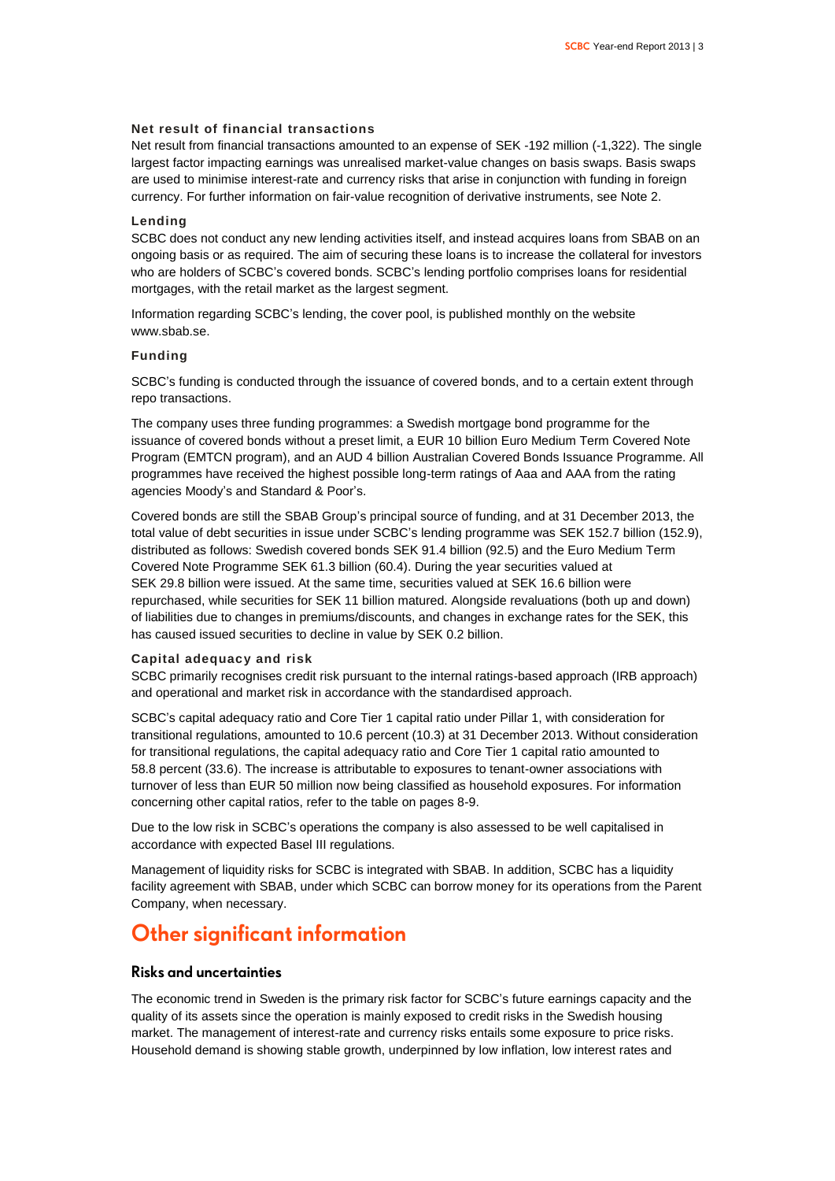### Net result of financial transactions

Net result from financial transactions amounted to an expense of SEK -192 million (-1,322). The single largest factor impacting earnings was unrealised market-value changes on basis swaps. Basis swaps are used to minimise interest-rate and currency risks that arise in conjunction with funding in foreign currency. For further information on fair-value recognition of derivative instruments, see Note 2.

### Lending

SCBC does not conduct any new lending activities itself, and instead acquires loans from SBAB on an ongoing basis or as required. The aim of securing these loans is to increase the collateral for investors who are holders of SCBC's covered bonds. SCBC's lending portfolio comprises loans for residential mortgages, with the retail market as the largest segment.

Information regarding SCBC's lending, the cover pool, is published monthly on the website www.sbab.se.

### Funding

SCBC's funding is conducted through the issuance of covered bonds, and to a certain extent through repo transactions.

The company uses three funding programmes: a Swedish mortgage bond programme for the issuance of covered bonds without a preset limit, a EUR 10 billion Euro Medium Term Covered Note Program (EMTCN program), and an AUD 4 billion Australian Covered Bonds Issuance Programme. All programmes have received the highest possible long-term ratings of Aaa and AAA from the rating agencies Moody's and Standard & Poor's.

Covered bonds are still the SBAB Group's principal source of funding, and at 31 December 2013, the total value of debt securities in issue under SCBC's lending programme was SEK 152.7 billion (152.9), distributed as follows: Swedish covered bonds SEK 91.4 billion (92.5) and the Euro Medium Term Covered Note Programme SEK 61.3 billion (60.4). During the year securities valued at SEK 29.8 billion were issued. At the same time, securities valued at SEK 16.6 billion were repurchased, while securities for SEK 11 billion matured. Alongside revaluations (both up and down) of liabilities due to changes in premiums/discounts, and changes in exchange rates for the SEK, this has caused issued securities to decline in value by SEK 0.2 billion.

### Capital adequacy and risk

SCBC primarily recognises credit risk pursuant to the internal ratings-based approach (IRB approach) and operational and market risk in accordance with the standardised approach.

SCBC's capital adequacy ratio and Core Tier 1 capital ratio under Pillar 1, with consideration for transitional regulations, amounted to 10.6 percent (10.3) at 31 December 2013. Without consideration for transitional regulations, the capital adequacy ratio and Core Tier 1 capital ratio amounted to 58.8 percent (33.6). The increase is attributable to exposures to tenant-owner associations with turnover of less than EUR 50 million now being classified as household exposures. For information concerning other capital ratios, refer to the table on pages 8-9.

Due to the low risk in SCBC's operations the company is also assessed to be well capitalised in accordance with expected Basel III regulations.

Management of liquidity risks for SCBC is integrated with SBAB. In addition, SCBC has a liquidity facility agreement with SBAB, under which SCBC can borrow money for its operations from the Parent Company, when necessary.

## Other significant information

### Risks and uncertainties

The economic trend in Sweden is the primary risk factor for SCBC's future earnings capacity and the quality of its assets since the operation is mainly exposed to credit risks in the Swedish housing market. The management of interest-rate and currency risks entails some exposure to price risks. Household demand is showing stable growth, underpinned by low inflation, low interest rates and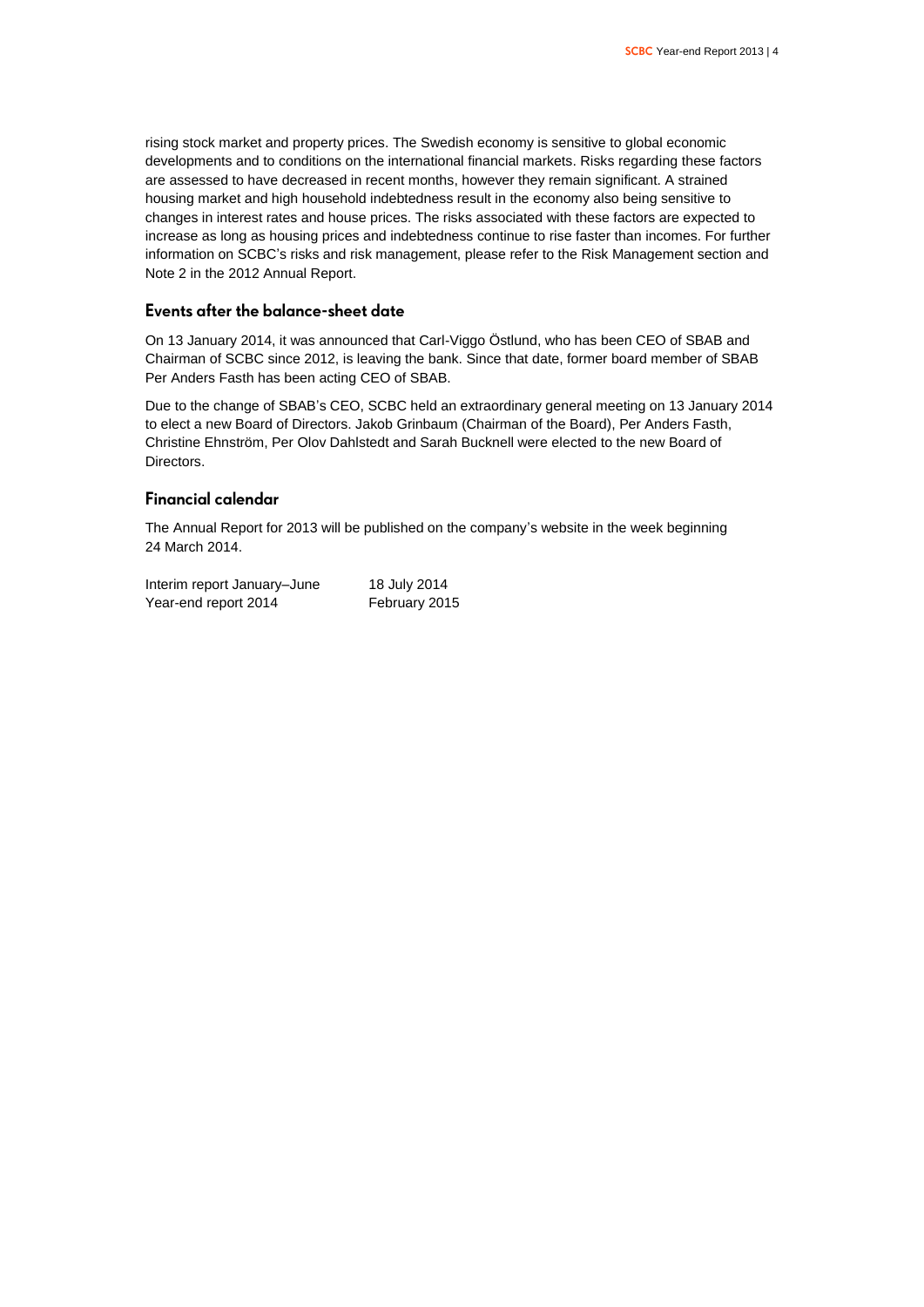rising stock market and property prices. The Swedish economy is sensitive to global economic developments and to conditions on the international financial markets. Risks regarding these factors are assessed to have decreased in recent months, however they remain significant. A strained housing market and high household indebtedness result in the economy also being sensitive to changes in interest rates and house prices. The risks associated with these factors are expected to increase as long as housing prices and indebtedness continue to rise faster than incomes. For further information on SCBC's risks and risk management, please refer to the Risk Management section and Note 2 in the 2012 Annual Report.

## Events after the balance-sheet date

On 13 January 2014, it was announced that Carl-Viggo Östlund, who has been CEO of SBAB and Chairman of SCBC since 2012, is leaving the bank. Since that date, former board member of SBAB Per Anders Fasth has been acting CEO of SBAB.

Due to the change of SBAB's CEO, SCBC held an extraordinary general meeting on 13 January 2014 to elect a new Board of Directors. Jakob Grinbaum (Chairman of the Board), Per Anders Fasth, Christine Ehnström, Per Olov Dahlstedt and Sarah Bucknell were elected to the new Board of Directors.

## Financial calendar

The Annual Report for 2013 will be published on the company's website in the week beginning 24 March 2014.

| | |
|---|---|
| Interim report January–June | 18 July 2014 |
| Year-end report 2014 | February 2015 |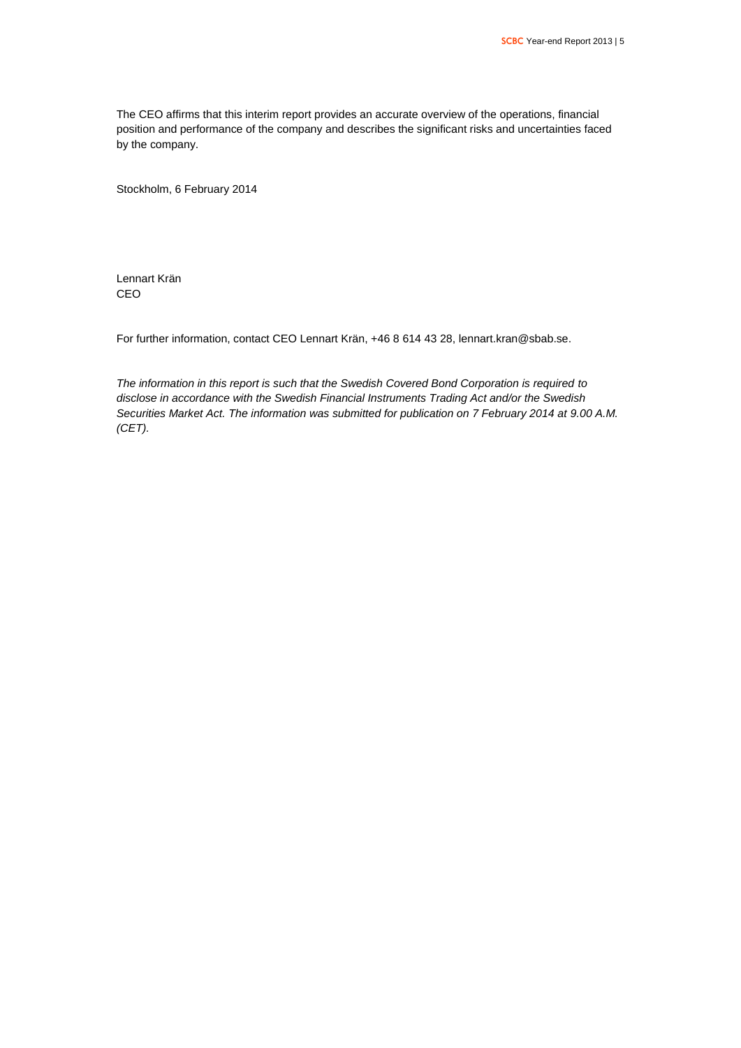The CEO affirms that this interim report provides an accurate overview of the operations, financial position and performance of the company and describes the significant risks and uncertainties faced by the company.

Stockholm, 6 February 2014

Lennart Krän
CEO

For further information, contact CEO Lennart Krän, +46 8 614 43 28, lennart.kran@sbab.se.

*The information in this report is such that the Swedish Covered Bond Corporation is required to disclose in accordance with the Swedish Financial Instruments Trading Act and/or the Swedish Securities Market Act. The information was submitted for publication on 7 February 2014 at 9.00 A.M. (CET).*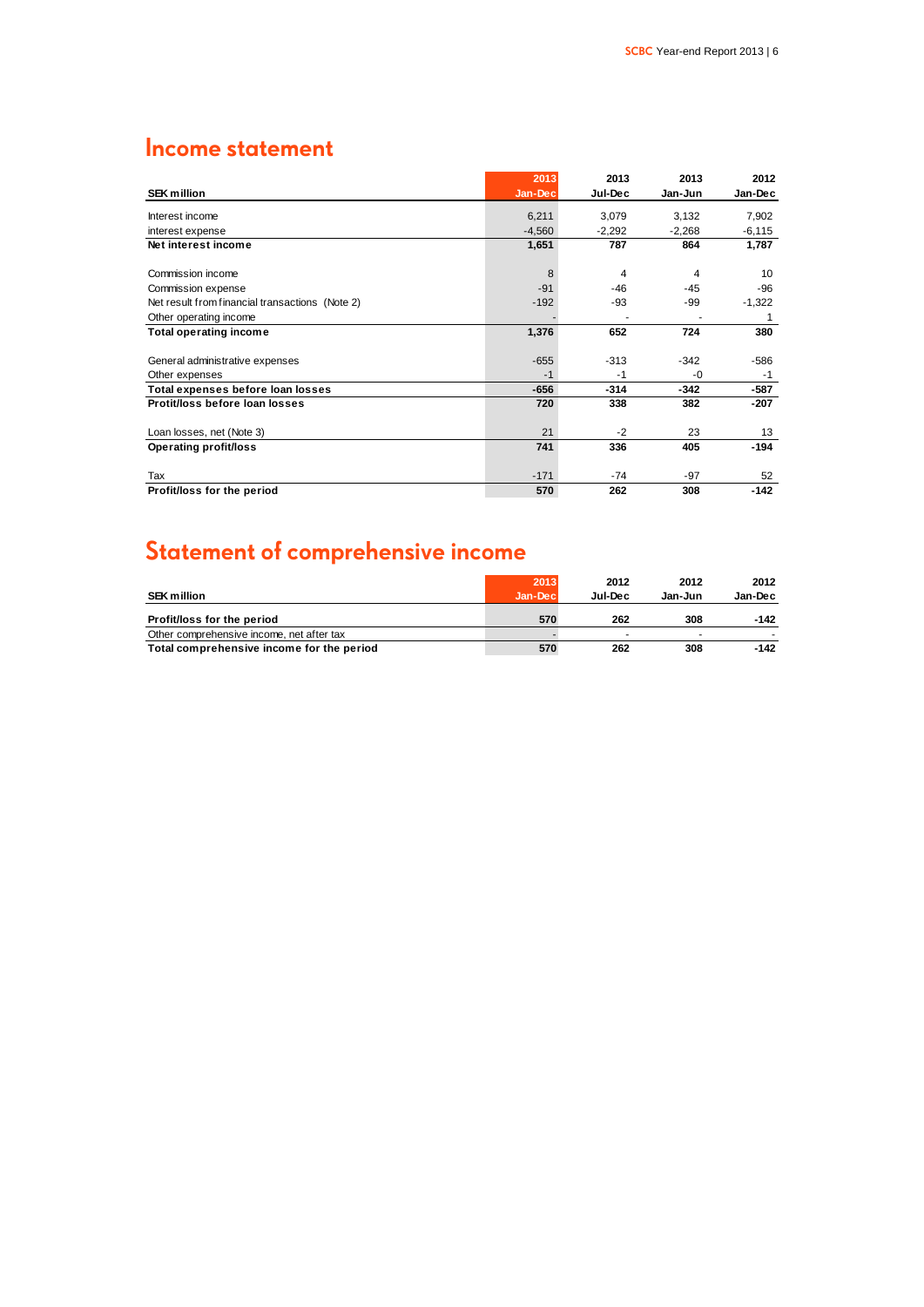# Income statement

| SEK million | 2013 Jan-Dec | 2013 Jul-Dec | 2013 Jan-Jun | 2012 Jan-Dec |
|---|---|---|---|---|
| Interest income | 6,211 | 3,079 | 3,132 | 7,902 |
| interest expense | -4,560 | -2,292 | -2,268 | -6,115 |
| **Net interest income** | **1,651** | **787** | **864** | **1,787** |
| Commission income | 8 | 4 | 4 | 10 |
| Commission expense | -91 | -46 | -45 | -96 |
| Net result from financial transactions (Note 2) | -192 | -93 | -99 | -1,322 |
| Other operating income | - | - | - | 1 |
| **Total operating income** | **1,376** | **652** | **724** | **380** |
| General administrative expenses | -655 | -313 | -342 | -586 |
| Other expenses | -1 | -1 | -0 | -1 |
| **Total expenses before loan losses** | **-656** | **-314** | **-342** | **-587** |
| **Protit/loss before loan losses** | **720** | **338** | **382** | **-207** |
| Loan losses, net (Note 3) | 21 | -2 | 23 | 13 |
| **Operating profit/loss** | **741** | **336** | **405** | **-194** |
| Tax | -171 | -74 | -97 | 52 |
| **Profit/loss for the period** | **570** | **262** | **308** | **-142** |

# Statement of comprehensive income

| SEK million | 2013 Jan-Dec | 2012 Jul-Dec | 2012 Jan-Jun | 2012 Jan-Dec |
|---|---|---|---|---|
| **Profit/loss for the period** | **570** | **262** | **308** | **-142** |
| Other comprehensive income, net after tax | - | - | - | - |
| **Total comprehensive income for the period** | **570** | **262** | **308** | **-142** |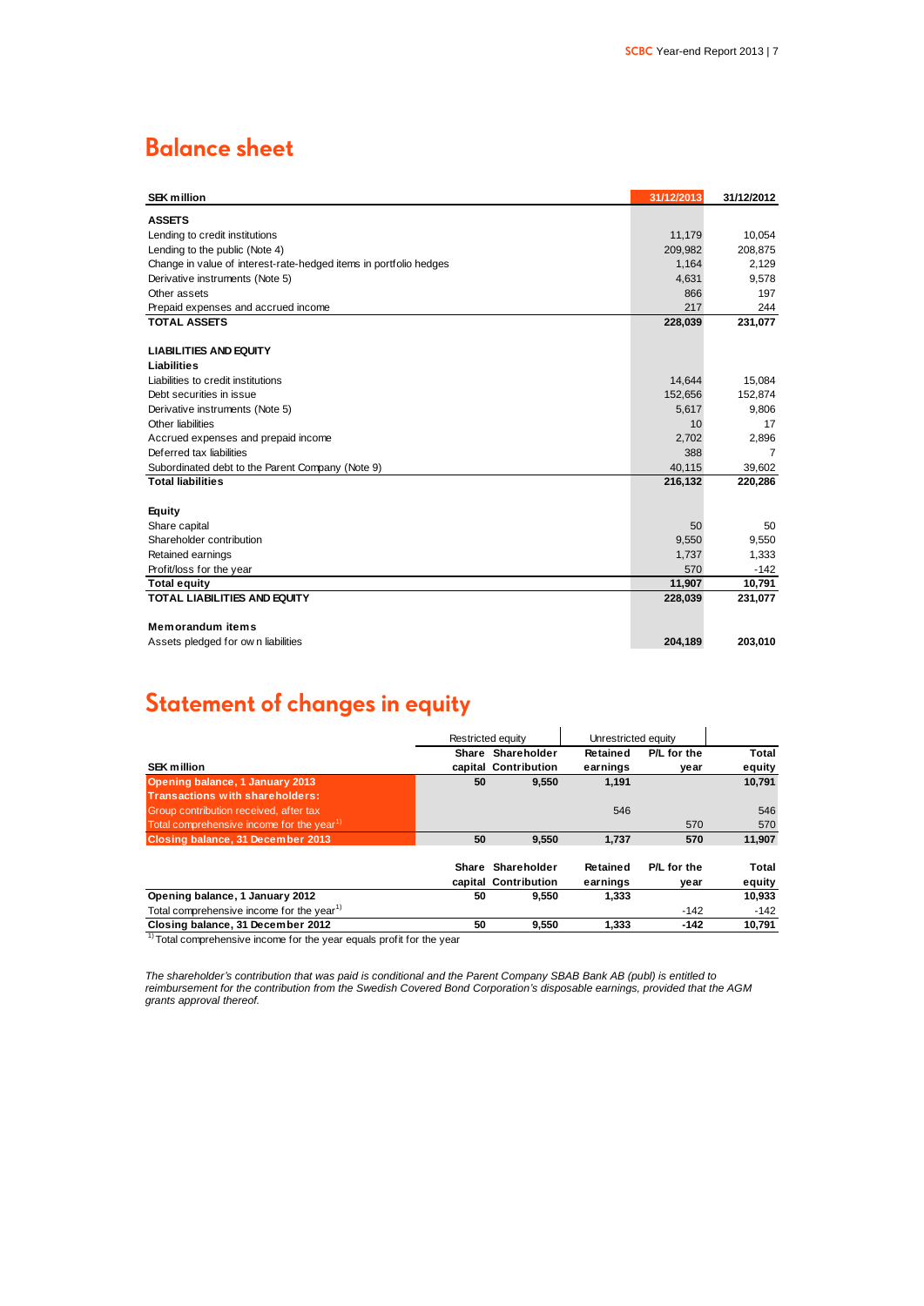# Balance sheet

| SEK million | 31/12/2013 | 31/12/2012 |
|---|---|---|
| **ASSETS** | | |
| Lending to credit institutions | 11,179 | 10,054 |
| Lending to the public (Note 4) | 209,982 | 208,875 |
| Change in value of interest-rate-hedged items in portfolio hedges | 1,164 | 2,129 |
| Derivative instruments (Note 5) | 4,631 | 9,578 |
| Other assets | 866 | 197 |
| Prepaid expenses and accrued income | 217 | 244 |
| **TOTAL ASSETS** | **228,039** | **231,077** |
| | | |
| **LIABILITIES AND EQUITY** | | |
| **Liabilities** | | |
| Liabilities to credit institutions | 14,644 | 15,084 |
| Debt securities in issue | 152,656 | 152,874 |
| Derivative instruments (Note 5) | 5,617 | 9,806 |
| Other liabilities | 10 | 17 |
| Accrued expenses and prepaid income | 2,702 | 2,896 |
| Deferred tax liabilities | 388 | 7 |
| Subordinated debt to the Parent Company (Note 9) | 40,115 | 39,602 |
| **Total liabilities** | **216,132** | **220,286** |
| | | |
| **Equity** | | |
| Share capital | 50 | 50 |
| Shareholder contribution | 9,550 | 9,550 |
| Retained earnings | 1,737 | 1,333 |
| Profit/loss for the year | 570 | -142 |
| **Total equity** | **11,907** | **10,791** |
| **TOTAL LIABILITIES AND EQUITY** | **228,039** | **231,077** |
| | | |
| **Memorandum items** | | |
| Assets pledged for own liabilities | **204,189** | **203,010** |

# Statement of changes in equity

| | Restricted equity | | Unrestricted equity | | |
|---|---|---|---|---|---|
| **SEK million** | **Share capital** | **Shareholder Contribution** | **Retained earnings** | **P/L for the year** | **Total equity** |
| **Opening balance, 1 January 2013** | **50** | **9,550** | **1,191** | | **10,791** |
| **Transactions with shareholders:** | | | | | |
| Group contribution received, after tax | | | 546 | | 546 |
| Total comprehensive income for the year[1] | | | | 570 | 570 |
| **Closing balance, 31 December 2013** | **50** | **9,550** | **1,737** | **570** | **11,907** |
| | | | | | |
| | **Share capital** | **Shareholder Contribution** | **Retained earnings** | **P/L for the year** | **Total equity** |
| **Opening balance, 1 January 2012** | **50** | **9,550** | **1,333** | | **10,933** |
| Total comprehensive income for the year[1] | | | | -142 | -142 |
| **Closing balance, 31 December 2012** | **50** | **9,550** | **1,333** | **-142** | **10,791** |

[1] Total comprehensive income for the year equals profit for the year

*The shareholder's contribution that was paid is conditional and the Parent Company SBAB Bank AB (publ) is entitled to reimbursement for the contribution from the Swedish Covered Bond Corporation's disposable earnings, provided that the AGM grants approval thereof.*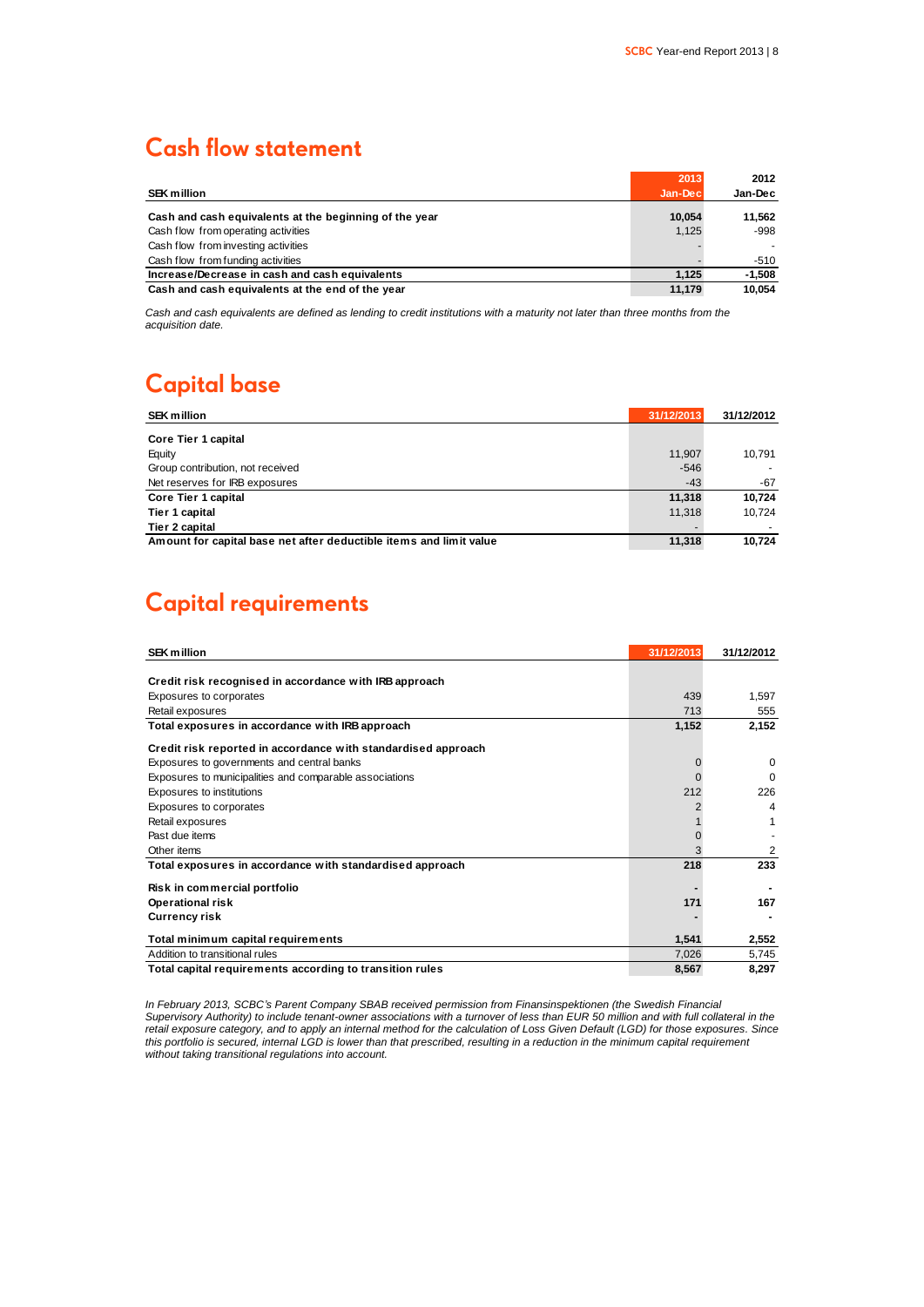## Cash flow statement

| SEK million | 2013 Jan-Dec | 2012 Jan-Dec |
|---|---|---|
| **Cash and cash equivalents at the beginning of the year** | **10,054** | **11,562** |
| Cash flow from operating activities | 1,125 | -998 |
| Cash flow from investing activities | - | - |
| Cash flow from funding activities | - | -510 |
| **Increase/Decrease in cash and cash equivalents** | **1,125** | **-1,508** |
| **Cash and cash equivalents at the end of the year** | **11,179** | **10,054** |

*Cash and cash equivalents are defined as lending to credit institutions with a maturity not later than three months from the acquisition date.*

## Capital base

| SEK million | 31/12/2013 | 31/12/2012 |
|---|---|---|
| **Core Tier 1 capital** | | |
| Equity | 11,907 | 10,791 |
| Group contribution, not received | -546 | - |
| Net reserves for IRB exposures | -43 | -67 |
| **Core Tier 1 capital** | **11,318** | **10,724** |
| **Tier 1 capital** | 11,318 | 10,724 |
| **Tier 2 capital** | - | - |
| **Amount for capital base net after deductible items and limit value** | **11,318** | **10,724** |

## Capital requirements

| SEK million | 31/12/2013 | 31/12/2012 |
|---|---|---|
| **Credit risk recognised in accordance with IRB approach** | | |
| Exposures to corporates | 439 | 1,597 |
| Retail exposures | 713 | 555 |
| **Total exposures in accordance with IRB approach** | **1,152** | **2,152** |
| **Credit risk reported in accordance with standardised approach** | | |
| Exposures to governments and central banks | 0 | 0 |
| Exposures to municipalities and comparable associations | 0 | 0 |
| Exposures to institutions | 212 | 226 |
| Exposures to corporates | 2 | 4 |
| Retail exposures | 1 | 1 |
| Past due items | 0 | - |
| Other items | 3 | 2 |
| **Total exposures in accordance with standardised approach** | **218** | **233** |
| **Risk in commercial portfolio** | **-** | **-** |
| **Operational risk** | **171** | **167** |
| **Currency risk** | **-** | **-** |
| **Total minimum capital requirements** | **1,541** | **2,552** |
| Addition to transitional rules | 7,026 | 5,745 |
| **Total capital requirements according to transition rules** | **8,567** | **8,297** |

*In February 2013, SCBC's Parent Company SBAB received permission from Finansinspektionen (the Swedish Financial Supervisory Authority) to include tenant-owner associations with a turnover of less than EUR 50 million and with full collateral in the retail exposure category, and to apply an internal method for the calculation of Loss Given Default (LGD) for those exposures. Since this portfolio is secured, internal LGD is lower than that prescribed, resulting in a reduction in the minimum capital requirement without taking transitional regulations into account.*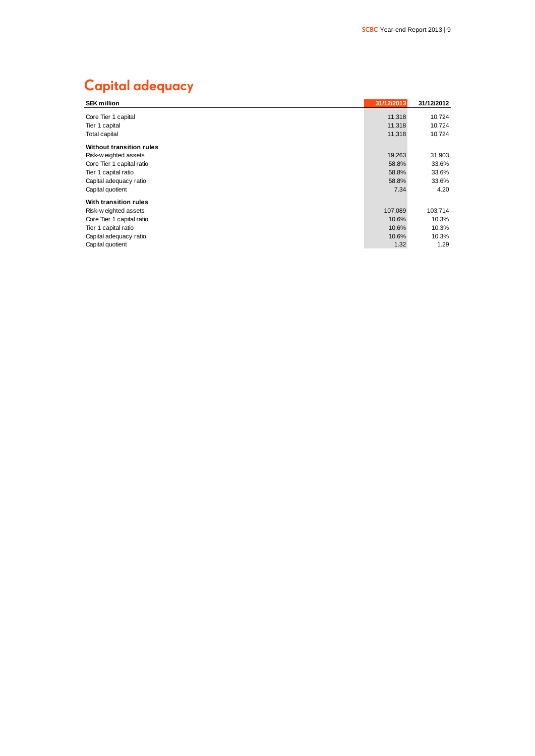# Capital adequacy

| SEK million | 31/12/2013 | 31/12/2012 |
|---|---|---|
| Core Tier 1 capital | 11,318 | 10,724 |
| Tier 1 capital | 11,318 | 10,724 |
| Total capital | 11,318 | 10,724 |
| **Without transition rules** | | |
| Risk-weighted assets | 19,263 | 31,903 |
| Core Tier 1 capital ratio | 58.8% | 33.6% |
| Tier 1 capital ratio | 58.8% | 33.6% |
| Capital adequacy ratio | 58.8% | 33.6% |
| Capital quotient | 7.34 | 4.20 |
| **With transition rules** | | |
| Risk-weighted assets | 107,089 | 103,714 |
| Core Tier 1 capital ratio | 10.6% | 10.3% |
| Tier 1 capital ratio | 10.6% | 10.3% |
| Capital adequacy ratio | 10.6% | 10.3% |
| Capital quotient | 1.32 | 1.29 |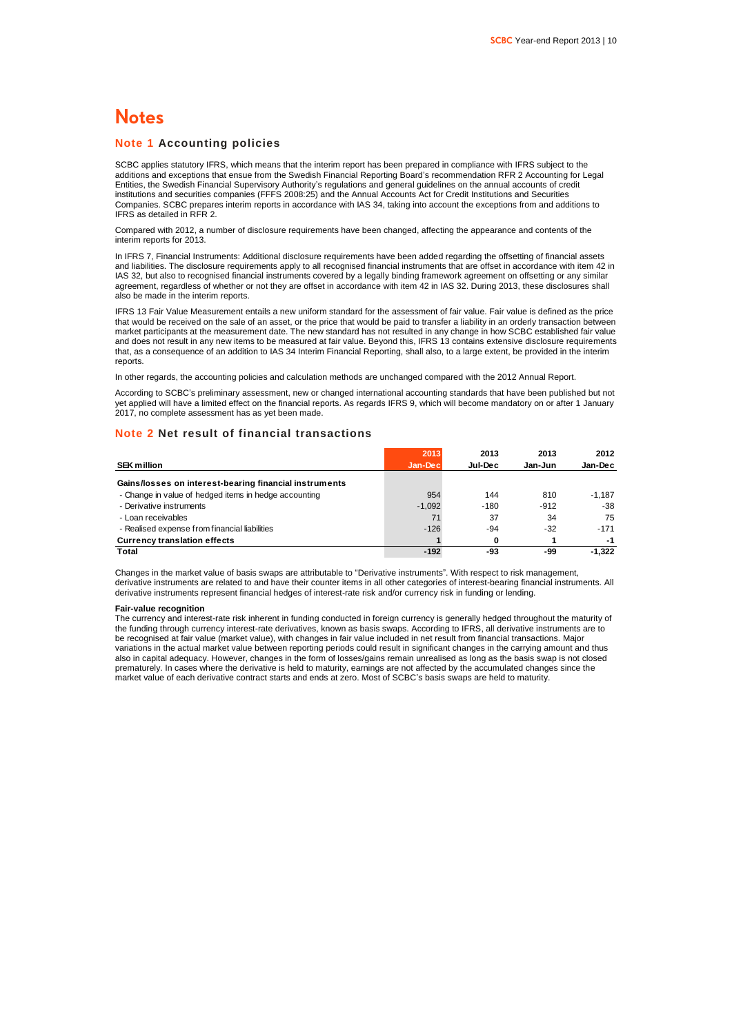# Notes

## Note 1 Accounting policies

SCBC applies statutory IFRS, which means that the interim report has been prepared in compliance with IFRS subject to the additions and exceptions that ensue from the Swedish Financial Reporting Board's recommendation RFR 2 Accounting for Legal Entities, the Swedish Financial Supervisory Authority's regulations and general guidelines on the annual accounts of credit institutions and securities companies (FFFS 2008:25) and the Annual Accounts Act for Credit Institutions and Securities Companies. SCBC prepares interim reports in accordance with IAS 34, taking into account the exceptions from and additions to IFRS as detailed in RFR 2.

Compared with 2012, a number of disclosure requirements have been changed, affecting the appearance and contents of the interim reports for 2013.

In IFRS 7, Financial Instruments: Additional disclosure requirements have been added regarding the offsetting of financial assets and liabilities. The disclosure requirements apply to all recognised financial instruments that are offset in accordance with item 42 in IAS 32, but also to recognised financial instruments covered by a legally binding framework agreement on offsetting or any similar agreement, regardless of whether or not they are offset in accordance with item 42 in IAS 32. During 2013, these disclosures shall also be made in the interim reports.

IFRS 13 Fair Value Measurement entails a new uniform standard for the assessment of fair value. Fair value is defined as the price that would be received on the sale of an asset, or the price that would be paid to transfer a liability in an orderly transaction between market participants at the measurement date. The new standard has not resulted in any change in how SCBC established fair value and does not result in any new items to be measured at fair value. Beyond this, IFRS 13 contains extensive disclosure requirements that, as a consequence of an addition to IAS 34 Interim Financial Reporting, shall also, to a large extent, be provided in the interim reports.

In other regards, the accounting policies and calculation methods are unchanged compared with the 2012 Annual Report.

According to SCBC's preliminary assessment, new or changed international accounting standards that have been published but not yet applied will have a limited effect on the financial reports. As regards IFRS 9, which will become mandatory on or after 1 January 2017, no complete assessment has as yet been made.

## Note 2 Net result of financial transactions

| SEK million | 2013 Jan-Dec | 2013 Jul-Dec | 2013 Jan-Jun | 2012 Jan-Dec |
|---|---|---|---|---|
| **Gains/losses on interest-bearing financial instruments** | | | | |
| - Change in value of hedged items in hedge accounting | 954 | 144 | 810 | -1,187 |
| - Derivative instruments | -1,092 | -180 | -912 | -38 |
| - Loan receivables | 71 | 37 | 34 | 75 |
| - Realised expense from financial liabilities | -126 | -94 | -32 | -171 |
| **Currency translation effects** | **1** | **0** | **1** | **-1** |
| **Total** | **-192** | **-93** | **-99** | **-1,322** |

Changes in the market value of basis swaps are attributable to "Derivative instruments". With respect to risk management, derivative instruments are related to and have their counter items in all other categories of interest-bearing financial instruments. All derivative instruments represent financial hedges of interest-rate risk and/or currency risk in funding or lending.

**Fair-value recognition**

The currency and interest-rate risk inherent in funding conducted in foreign currency is generally hedged throughout the maturity of the funding through currency interest-rate derivatives, known as basis swaps. According to IFRS, all derivative instruments are to be recognised at fair value (market value), with changes in fair value included in net result from financial transactions. Major variations in the actual market value between reporting periods could result in significant changes in the carrying amount and thus also in capital adequacy. However, changes in the form of losses/gains remain unrealised as long as the basis swap is not closed prematurely. In cases where the derivative is held to maturity, earnings are not affected by the accumulated changes since the market value of each derivative contract starts and ends at zero. Most of SCBC's basis swaps are held to maturity.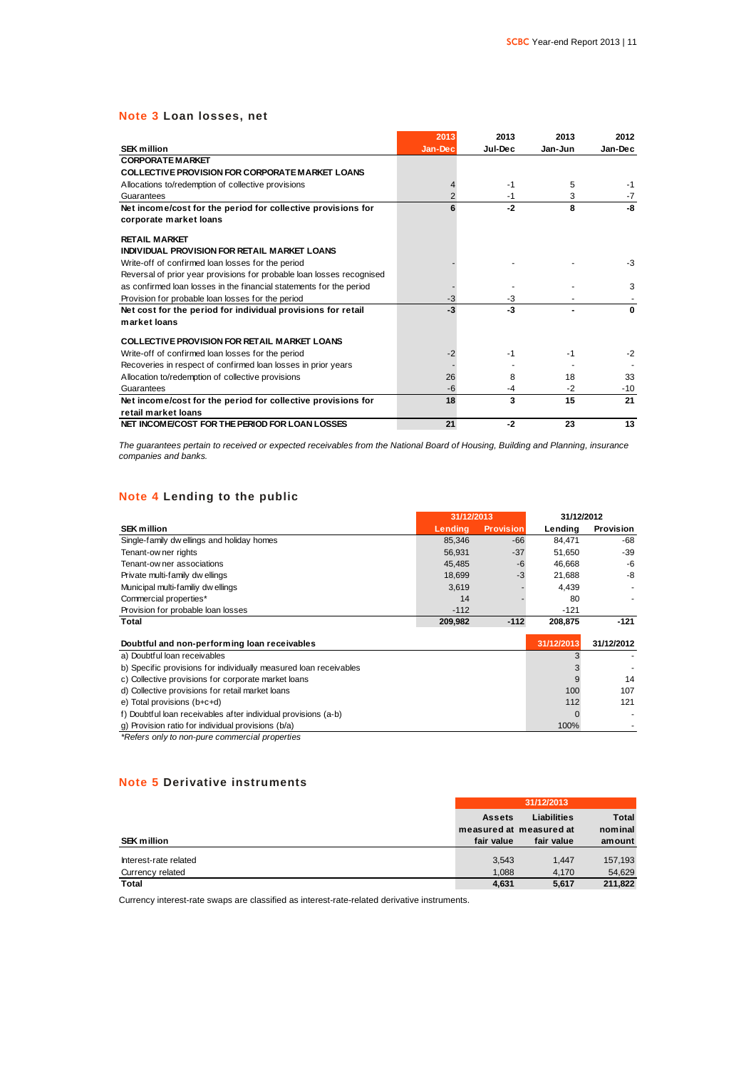## Note 3 Loan losses, net

| SEK million | 2013 Jan-Dec | 2013 Jul-Dec | 2013 Jan-Jun | 2012 Jan-Dec |
|---|---|---|---|---|
| **CORPORATE MARKET** | | | | |
| **COLLECTIVE PROVISION FOR CORPORATE MARKET LOANS** | | | | |
| Allocations to/redemption of collective provisions | 4 | -1 | 5 | -1 |
| Guarantees | 2 | -1 | 3 | -7 |
| **Net income/cost for the period for collective provisions for corporate market loans** | **6** | **-2** | **8** | **-8** |
| | | | | |
| **RETAIL MARKET** | | | | |
| **INDIVIDUAL PROVISION FOR RETAIL MARKET LOANS** | | | | |
| Write-off of confirmed loan losses for the period | - | - | - | -3 |
| Reversal of prior year provisions for probable loan losses recognised as confirmed loan losses in the financial statements for the period | - | - | - | 3 |
| Provision for probable loan losses for the period | -3 | -3 | - | - |
| **Net cost for the period for individual provisions for retail market loans** | **-3** | **-3** | **-** | **0** |
| | | | | |
| **COLLECTIVE PROVISION FOR RETAIL MARKET LOANS** | | | | |
| Write-off of confirmed loan losses for the period | -2 | -1 | -1 | -2 |
| Recoveries in respect of confirmed loan losses in prior years | - | - | - | - |
| Allocation to/redemption of collective provisions | 26 | 8 | 18 | 33 |
| Guarantees | -6 | -4 | -2 | -10 |
| **Net income/cost for the period for collective provisions for retail market loans** | **18** | **3** | **15** | **21** |
| **NET INCOME/COST FOR THE PERIOD FOR LOAN LOSSES** | **21** | **-2** | **23** | **13** |

*The guarantees pertain to received or expected receivables from the National Board of Housing, Building and Planning, insurance companies and banks.*

## Note 4 Lending to the public

| SEK million | 31/12/2013 Lending | 31/12/2013 Provision | 31/12/2012 Lending | 31/12/2012 Provision |
|---|---|---|---|---|
| Single-family dwellings and holiday homes | 85,346 | -66 | 84,471 | -68 |
| Tenant-owner rights | 56,931 | -37 | 51,650 | -39 |
| Tenant-owner associations | 45,485 | -6 | 46,668 | -6 |
| Private multi-family dwellings | 18,699 | -3 | 21,688 | -8 |
| Municipal multi-familiy dwellings | 3,619 | - | 4,439 | - |
| Commercial properties* | 14 | - | 80 | - |
| Provision for probable loan losses | -112 | | -121 | |
| **Total** | **209,982** | **-112** | **208,875** | **-121** |

| Doubtful and non-performing loan receivables | 31/12/2013 | 31/12/2012 |
|---|---|---|
| a) Doubtful loan receivables | 3 | - |
| b) Specific provisions for individually measured loan receivables | 3 | - |
| c) Collective provisions for corporate market loans | 9 | 14 |
| d) Collective provisions for retail market loans | 100 | 107 |
| e) Total provisions (b+c+d) | 112 | 121 |
| f) Doubtful loan receivables after individual provisions (a-b) | 0 | - |
| g) Provision ratio for individual provisions (b/a) | 100% | - |

*Refers only to non-pure commercial properties

## Note 5 Derivative instruments

| SEK million | 31/12/2013 Assets measured at fair value | Liabilities measured at fair value | Total nominal amount |
|---|---|---|---|
| Interest-rate related | 3,543 | 1,447 | 157,193 |
| Currency related | 1,088 | 4,170 | 54,629 |
| **Total** | **4,631** | **5,617** | **211,822** |

Currency interest-rate swaps are classified as interest-rate-related derivative instruments.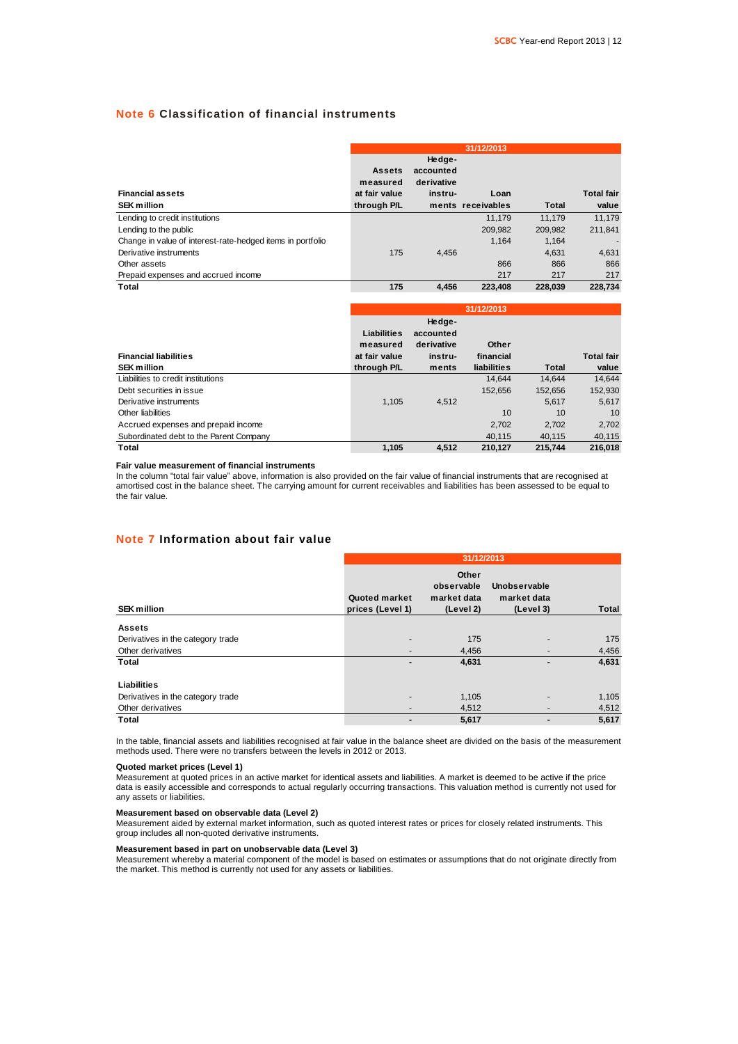## Note 6 Classification of financial instruments

| Financial assets<br>SEK million | 31/12/2013<br>Assets measured at fair value through P/L | Hedge-accounted derivative instru-ments | Loan receivables | Total | Total fair value |
|---|---|---|---|---|---|
| Lending to credit institutions | | | 11,179 | 11,179 | 11,179 |
| Lending to the public | | | 209,982 | 209,982 | 211,841 |
| Change in value of interest-rate-hedged items in portfolio | | | 1,164 | 1,164 | - |
| Derivative instruments | 175 | 4,456 | | 4,631 | 4,631 |
| Other assets | | | 866 | 866 | 866 |
| Prepaid expenses and accrued income | | | 217 | 217 | 217 |
| **Total** | **175** | **4,456** | **223,408** | **228,039** | **228,734** |

| Financial liabilities<br>SEK million | 31/12/2013<br>Liabilities measured at fair value through P/L | Hedge-accounted derivative instru-ments | Other financial liabilities | Total | Total fair value |
|---|---|---|---|---|---|
| Liabilities to credit institutions | | | 14,644 | 14,644 | 14,644 |
| Debt securities in issue | | | 152,656 | 152,656 | 152,930 |
| Derivative instruments | 1,105 | 4,512 | | 5,617 | 5,617 |
| Other liabilities | | | 10 | 10 | 10 |
| Accrued expenses and prepaid income | | | 2,702 | 2,702 | 2,702 |
| Subordinated debt to the Parent Company | | | 40,115 | 40,115 | 40,115 |
| **Total** | **1,105** | **4,512** | **210,127** | **215,744** | **216,018** |

**Fair value measurement of financial instruments**

In the column "total fair value" above, information is also provided on the fair value of financial instruments that are recognised at amortised cost in the balance sheet. The carrying amount for current receivables and liabilities has been assessed to be equal to the fair value.

## Note 7 Information about fair value

| SEK million | 31/12/2013<br>Quoted market prices (Level 1) | Other observable market data (Level 2) | Unobservable market data (Level 3) | Total |
|---|---|---|---|---|
| **Assets** | | | | |
| Derivatives in the category trade | - | 175 | - | 175 |
| Other derivatives | - | 4,456 | - | 4,456 |
| **Total** | **-** | **4,631** | **-** | **4,631** |
| | | | | |
| **Liabilities** | | | | |
| Derivatives in the category trade | - | 1,105 | - | 1,105 |
| Other derivatives | - | 4,512 | - | 4,512 |
| **Total** | **-** | **5,617** | **-** | **5,617** |

In the table, financial assets and liabilities recognised at fair value in the balance sheet are divided on the basis of the measurement methods used. There were no transfers between the levels in 2012 or 2013.

**Quoted market prices (Level 1)**

Measurement at quoted prices in an active market for identical assets and liabilities. A market is deemed to be active if the price data is easily accessible and corresponds to actual regularly occurring transactions. This valuation method is currently not used for any assets or liabilities.

**Measurement based on observable data (Level 2)**

Measurement aided by external market information, such as quoted interest rates or prices for closely related instruments. This group includes all non-quoted derivative instruments.

**Measurement based in part on unobservable data (Level 3)**

Measurement whereby a material component of the model is based on estimates or assumptions that do not originate directly from the market. This method is currently not used for any assets or liabilities.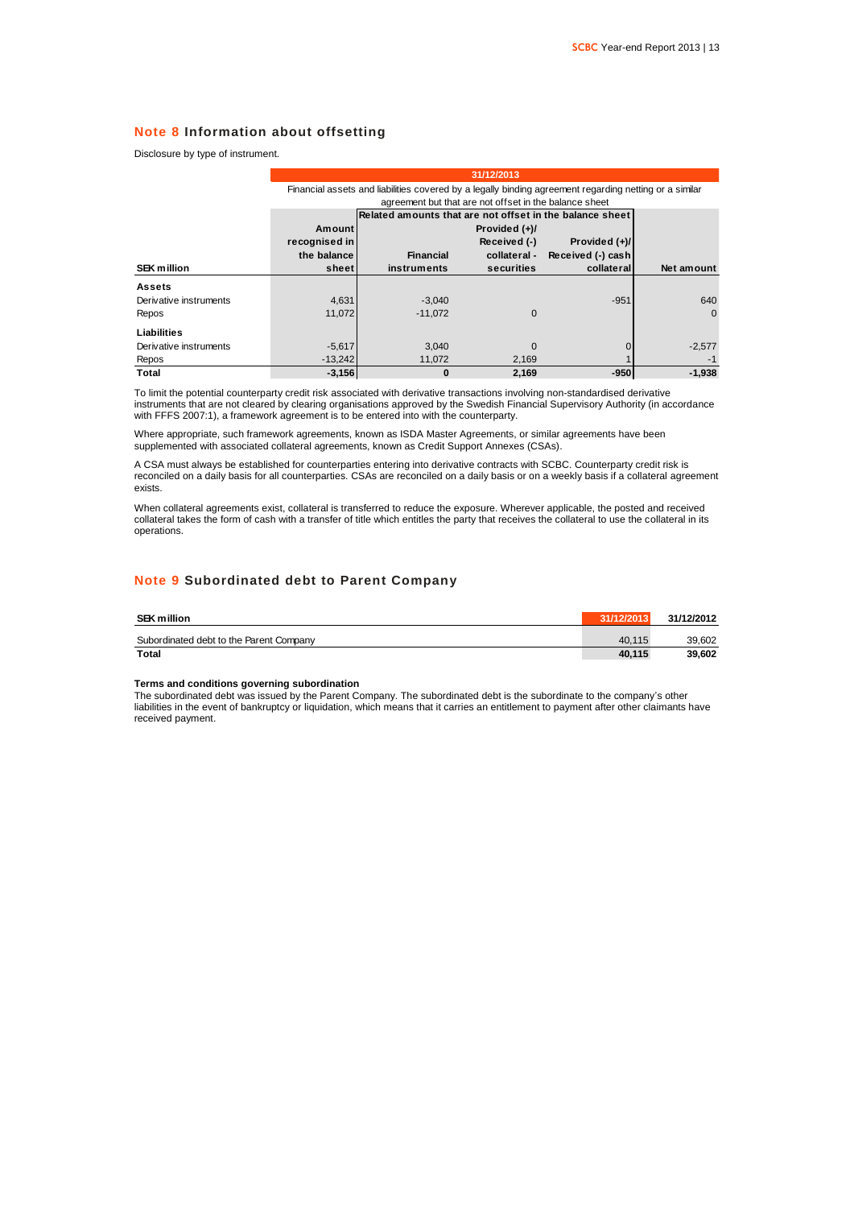## Note 8 Information about offsetting

Disclosure by type of instrument.

| | 31/12/2013 | | | | |
|---|---|---|---|---|---|
| | Financial assets and liabilities covered by a legally binding agreement regarding netting or a similar agreement but that are not offset in the balance sheet | | | | |
| | | Related amounts that are not offset in the balance sheet | | | |
| **SEK million** | **Amount recognised in the balance sheet** | **Financial instruments** | **Provided (+)/ Received (-) collateral - securities** | **Provided (+)/ Received (-) cash collateral** | **Net amount** |
| **Assets** | | | | | |
| Derivative instruments | 4,631 | -3,040 | | -951 | 640 |
| Repos | 11,072 | -11,072 | 0 | | 0 |
| **Liabilities** | | | | | |
| Derivative instruments | -5,617 | 3,040 | 0 | 0 | -2,577 |
| Repos | -13,242 | 11,072 | 2,169 | 1 | -1 |
| **Total** | **-3,156** | **0** | **2,169** | **-950** | **-1,938** |

To limit the potential counterparty credit risk associated with derivative transactions involving non-standardised derivative instruments that are not cleared by clearing organisations approved by the Swedish Financial Supervisory Authority (in accordance with FFFS 2007:1), a framework agreement is to be entered into with the counterparty.

Where appropriate, such framework agreements, known as ISDA Master Agreements, or similar agreements have been supplemented with associated collateral agreements, known as Credit Support Annexes (CSAs).

A CSA must always be established for counterparties entering into derivative contracts with SCBC. Counterparty credit risk is reconciled on a daily basis for all counterparties. CSAs are reconciled on a daily basis or on a weekly basis if a collateral agreement exists.

When collateral agreements exist, collateral is transferred to reduce the exposure. Wherever applicable, the posted and received collateral takes the form of cash with a transfer of title which entitles the party that receives the collateral to use the collateral in its operations.

## Note 9 Subordinated debt to Parent Company

| **SEK million** | **31/12/2013** | **31/12/2012** |
|---|---|---|
| Subordinated debt to the Parent Company | 40,115 | 39,602 |
| **Total** | **40,115** | **39,602** |

**Terms and conditions governing subordination**

The subordinated debt was issued by the Parent Company. The subordinated debt is the subordinate to the company's other liabilities in the event of bankruptcy or liquidation, which means that it carries an entitlement to payment after other claimants have received payment.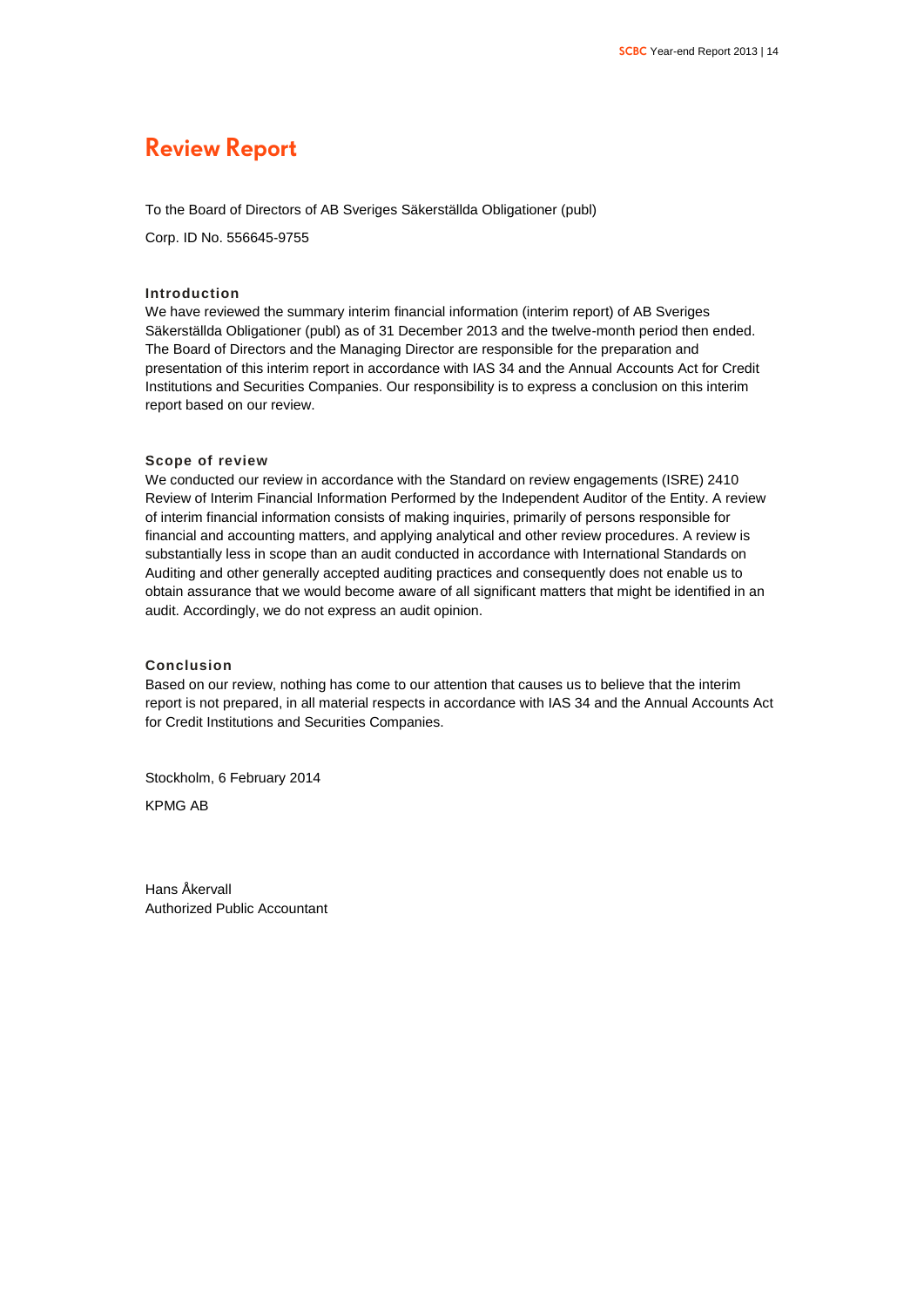# Review Report

To the Board of Directors of AB Sveriges Säkerställda Obligationer (publ)

Corp. ID No. 556645-9755

### Introduction

We have reviewed the summary interim financial information (interim report) of AB Sveriges Säkerställda Obligationer (publ) as of 31 December 2013 and the twelve-month period then ended. The Board of Directors and the Managing Director are responsible for the preparation and presentation of this interim report in accordance with IAS 34 and the Annual Accounts Act for Credit Institutions and Securities Companies. Our responsibility is to express a conclusion on this interim report based on our review.

### Scope of review

We conducted our review in accordance with the Standard on review engagements (ISRE) 2410 Review of Interim Financial Information Performed by the Independent Auditor of the Entity. A review of interim financial information consists of making inquiries, primarily of persons responsible for financial and accounting matters, and applying analytical and other review procedures. A review is substantially less in scope than an audit conducted in accordance with International Standards on Auditing and other generally accepted auditing practices and consequently does not enable us to obtain assurance that we would become aware of all significant matters that might be identified in an audit. Accordingly, we do not express an audit opinion.

### Conclusion

Based on our review, nothing has come to our attention that causes us to believe that the interim report is not prepared, in all material respects in accordance with IAS 34 and the Annual Accounts Act for Credit Institutions and Securities Companies.

Stockholm, 6 February 2014

KPMG AB

Hans Åkervall
Authorized Public Accountant